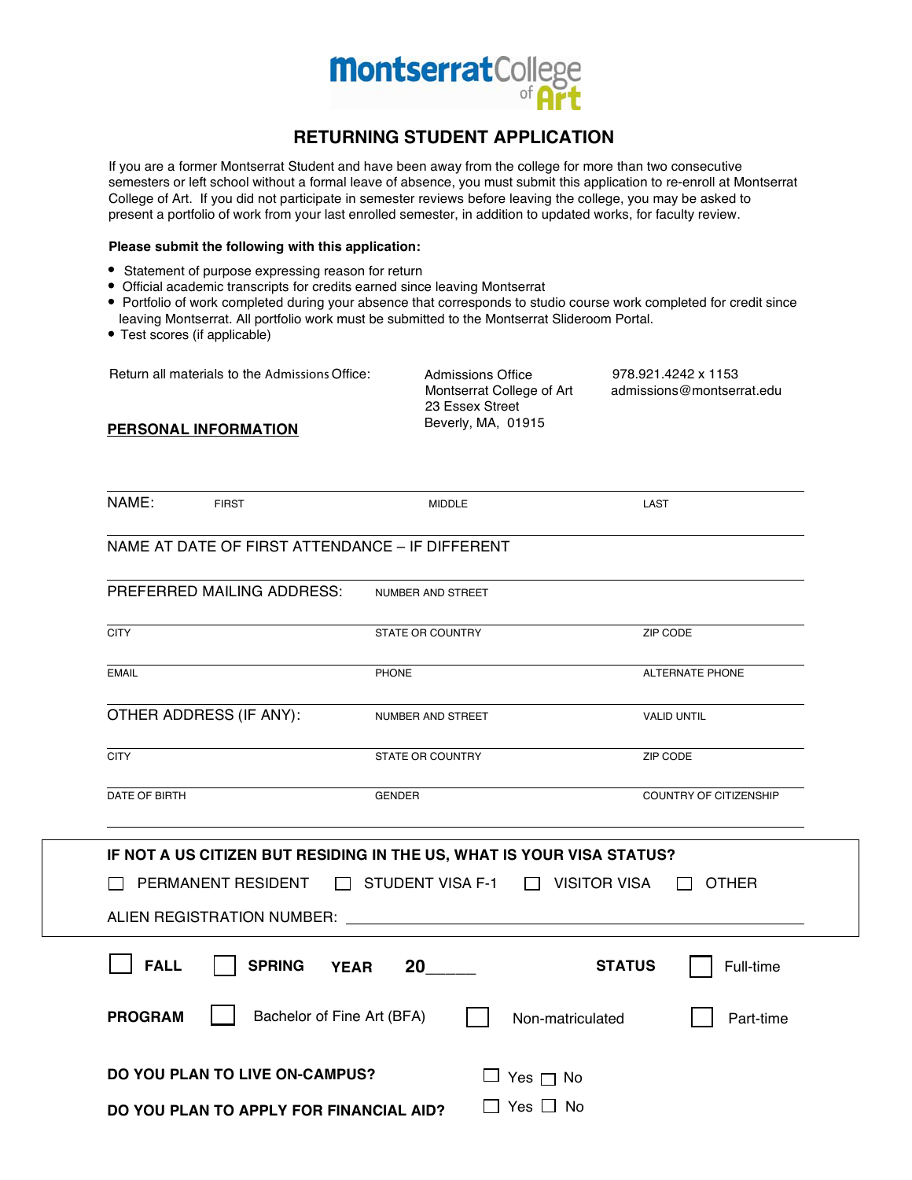MontserratCollege of Art

# RETURNING STUDENT APPLICATION

If you are a former Montserrat Student and have been away from the college for more than two consecutive semesters or left school without a formal leave of absence, you must submit this application to re-enroll at Montserrat College of Art. If you did not participate in semester reviews before leaving the college, you may be asked to present a portfolio of work from your last enrolled semester, in addition to updated works, for faculty review.

**Please submit the following with this application:**

- Statement of purpose expressing reason for return
- Official academic transcripts for credits earned since leaving Montserrat
- Portfolio of work completed during your absence that corresponds to studio course work completed for credit since leaving Montserrat. All portfolio work must be submitted to the Montserrat Slideroom Portal.
- Test scores (if applicable)

Return all materials to the Admissions Office:

Admissions Office
Montserrat College of Art
23 Essex Street
Beverly, MA, 01915

978.921.4242 x 1153
admissions@montserrat.edu

## PERSONAL INFORMATION

NAME: FIRST ______ MIDDLE ______ LAST ______

NAME AT DATE OF FIRST ATTENDANCE – IF DIFFERENT ______

PREFERRED MAILING ADDRESS: NUMBER AND STREET ______

CITY ______ STATE OR COUNTRY ______ ZIP CODE ______

EMAIL ______ PHONE ______ ALTERNATE PHONE ______

OTHER ADDRESS (IF ANY): NUMBER AND STREET ______ VALID UNTIL ______

CITY ______ STATE OR COUNTRY ______ ZIP CODE ______

DATE OF BIRTH ______ GENDER ______ COUNTRY OF CITIZENSHIP ______

**IF NOT A US CITIZEN BUT RESIDING IN THE US, WHAT IS YOUR VISA STATUS?**

☐ PERMANENT RESIDENT ☐ STUDENT VISA F-1 ☐ VISITOR VISA ☐ OTHER

ALIEN REGISTRATION NUMBER: ______

☐ **FALL** ☐ **SPRING** **YEAR** **20**_____ **STATUS** ☐ Full-time

**PROGRAM** ☐ Bachelor of Fine Art (BFA) ☐ Non-matriculated ☐ Part-time

**DO YOU PLAN TO LIVE ON-CAMPUS?** ☐ Yes ☐ No

**DO YOU PLAN TO APPLY FOR FINANCIAL AID?** ☐ Yes ☐ No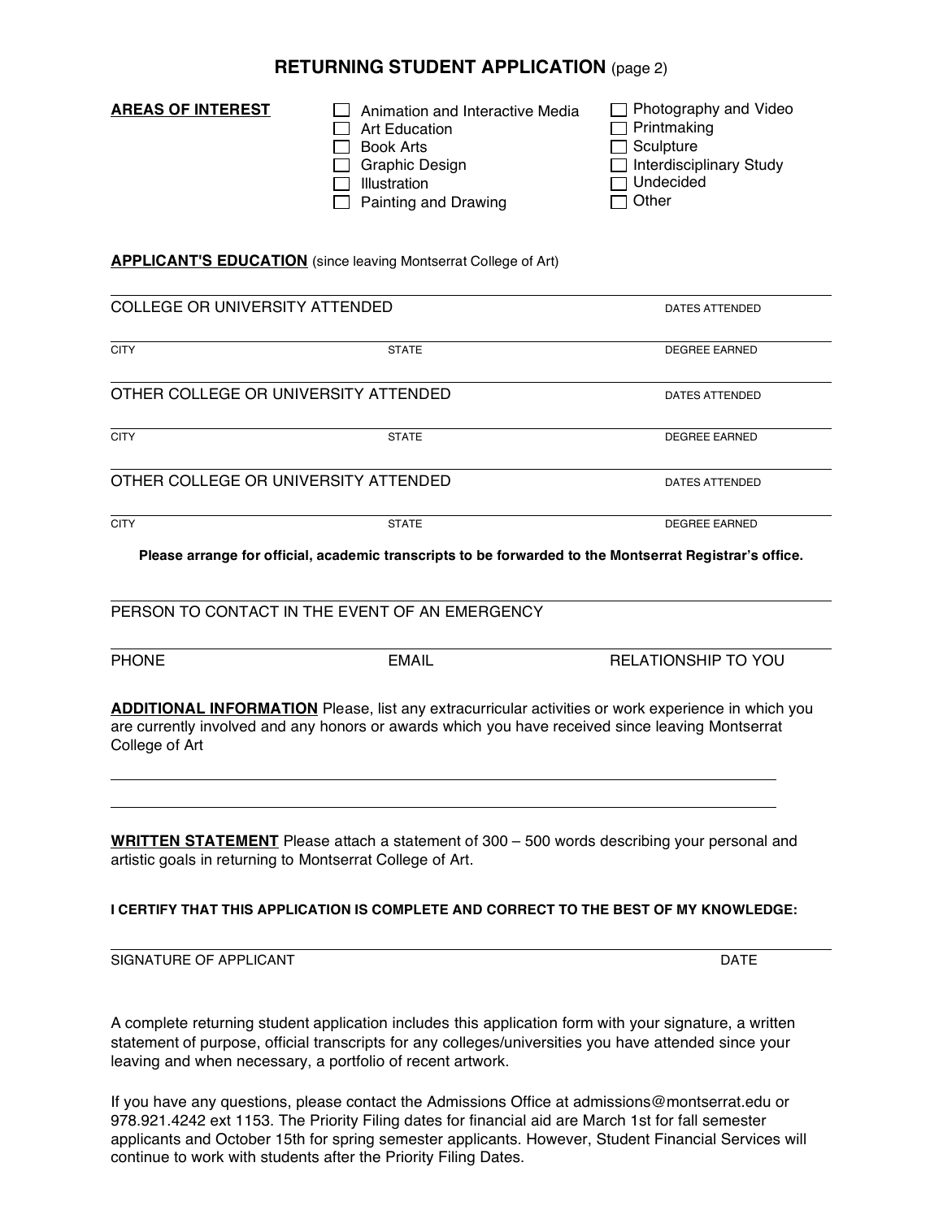# RETURNING STUDENT APPLICATION (page 2)

**AREAS OF INTEREST**

- ☐ Animation and Interactive Media
- ☐ Art Education
- ☐ Book Arts
- ☐ Graphic Design
- ☐ Illustration
- ☐ Painting and Drawing
- ☐ Photography and Video
- ☐ Printmaking
- ☐ Sculpture
- ☐ Interdisciplinary Study
- ☐ Undecided
- ☐ Other

**APPLICANT'S EDUCATION** (since leaving Montserrat College of Art)

COLLEGE OR UNIVERSITY ATTENDED — DATES ATTENDED

CITY — STATE — DEGREE EARNED

OTHER COLLEGE OR UNIVERSITY ATTENDED — DATES ATTENDED

CITY — STATE — DEGREE EARNED

OTHER COLLEGE OR UNIVERSITY ATTENDED — DATES ATTENDED

CITY — STATE — DEGREE EARNED

**Please arrange for official, academic transcripts to be forwarded to the Montserrat Registrar's office.**

PERSON TO CONTACT IN THE EVENT OF AN EMERGENCY

PHONE — EMAIL — RELATIONSHIP TO YOU

**ADDITIONAL INFORMATION** Please, list any extracurricular activities or work experience in which you are currently involved and any honors or awards which you have received since leaving Montserrat College of Art

**WRITTEN STATEMENT** Please attach a statement of 300 – 500 words describing your personal and artistic goals in returning to Montserrat College of Art.

**I CERTIFY THAT THIS APPLICATION IS COMPLETE AND CORRECT TO THE BEST OF MY KNOWLEDGE:**

SIGNATURE OF APPLICANT — DATE

A complete returning student application includes this application form with your signature, a written statement of purpose, official transcripts for any colleges/universities you have attended since your leaving and when necessary, a portfolio of recent artwork.

If you have any questions, please contact the Admissions Office at admissions@montserrat.edu or 978.921.4242 ext 1153. The Priority Filing dates for financial aid are March 1st for fall semester applicants and October 15th for spring semester applicants. However, Student Financial Services will continue to work with students after the Priority Filing Dates.